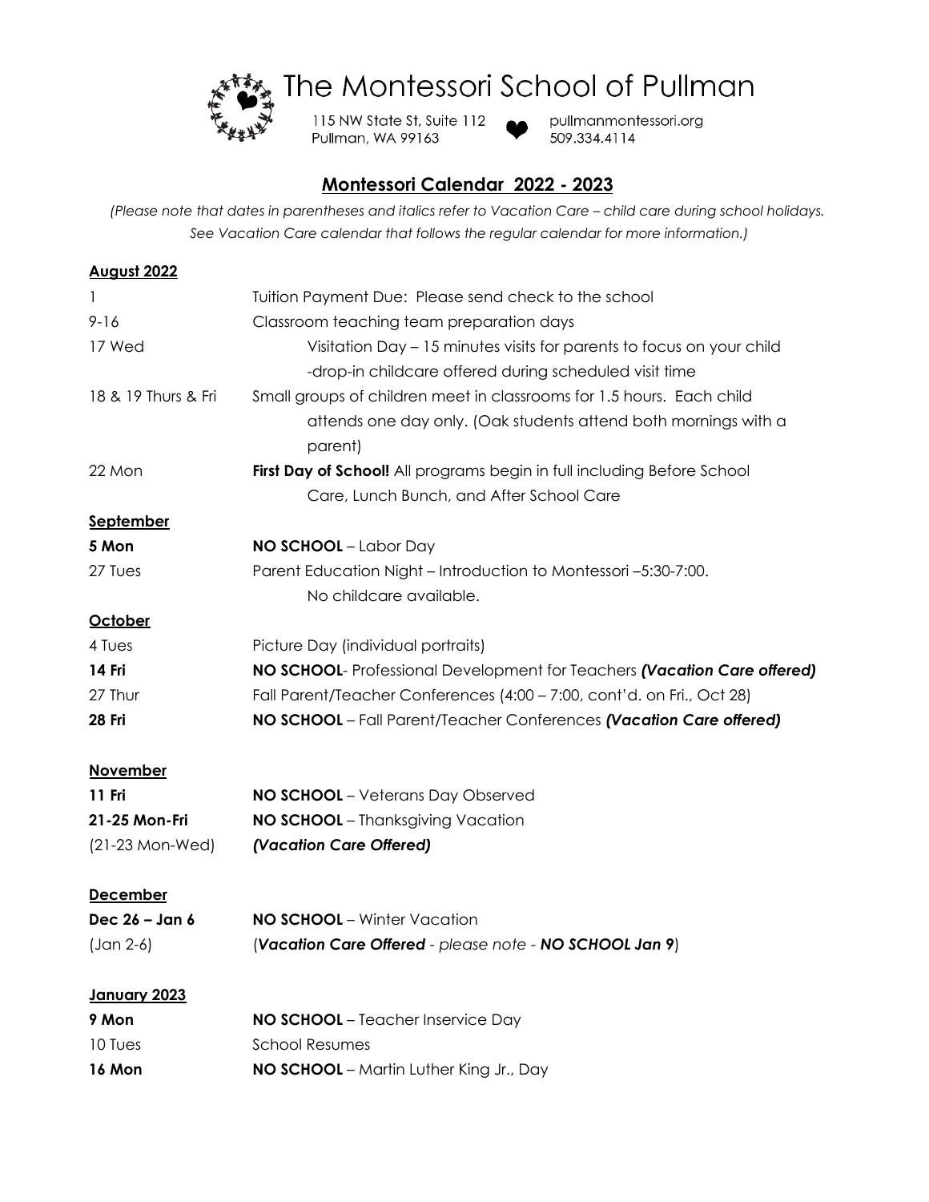# The Montessori School of Pullman

115 NW State St, Suite 112
Pullman, WA 99163

pullmanmontessori.org
509.334.4114

## Montessori Calendar 2022 - 2023

*(Please note that dates in parentheses and italics refer to Vacation Care – child care during school holidays. See Vacation Care calendar that follows the regular calendar for more information.)*

### August 2022

| | |
|---|---|
| 1 | Tuition Payment Due: Please send check to the school |
| 9-16 | Classroom teaching team preparation days |
| 17 Wed | Visitation Day – 15 minutes visits for parents to focus on your child -drop-in childcare offered during scheduled visit time |
| 18 & 19 Thurs & Fri | Small groups of children meet in classrooms for 1.5 hours. Each child attends one day only. (Oak students attend both mornings with a parent) |
| 22 Mon | **First Day of School!** All programs begin in full including Before School Care, Lunch Bunch, and After School Care |

### September

| | |
|---|---|
| **5 Mon** | **NO SCHOOL** – Labor Day |
| 27 Tues | Parent Education Night – Introduction to Montessori –5:30-7:00. No childcare available. |

### October

| | |
|---|---|
| 4 Tues | Picture Day (individual portraits) |
| **14 Fri** | **NO SCHOOL**- Professional Development for Teachers ***(Vacation Care offered)*** |
| 27 Thur | Fall Parent/Teacher Conferences (4:00 – 7:00, cont'd. on Fri., Oct 28) |
| **28 Fri** | **NO SCHOOL** – Fall Parent/Teacher Conferences ***(Vacation Care offered)*** |

### November

| | |
|---|---|
| **11 Fri** | **NO SCHOOL** – Veterans Day Observed |
| **21-25 Mon-Fri** | **NO SCHOOL** – Thanksgiving Vacation |
| (21-23 Mon-Wed) | ***(Vacation Care Offered)*** |

### December

| | |
|---|---|
| **Dec 26 – Jan 6** | **NO SCHOOL** – Winter Vacation |
| (Jan 2-6) | (***Vacation Care Offered*** - *please note* - ***NO SCHOOL Jan 9***) |

### January 2023

| | |
|---|---|
| **9 Mon** | **NO SCHOOL** – Teacher Inservice Day |
| 10 Tues | School Resumes |
| **16 Mon** | **NO SCHOOL** – Martin Luther King Jr., Day |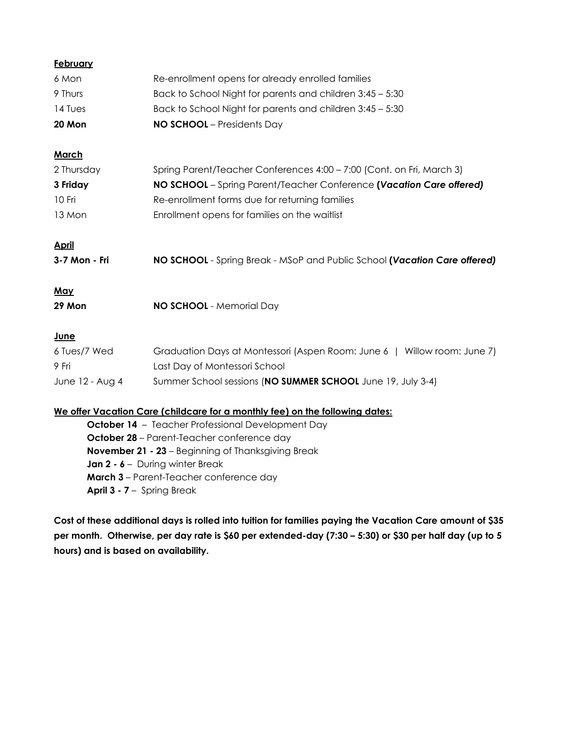**<u>February</u>**

| | |
|---|---|
| 6 Mon | Re-enrollment opens for already enrolled families |
| 9 Thurs | Back to School Night for parents and children 3:45 – 5:30 |
| 14 Tues | Back to School Night for parents and children 3:45 – 5:30 |
| **20 Mon** | **NO SCHOOL** – Presidents Day |

**<u>March</u>**

| | |
|---|---|
| 2 Thursday | Spring Parent/Teacher Conferences 4:00 – 7:00 (Cont. on Fri, March 3) |
| **3 Friday** | **NO SCHOOL** – Spring Parent/Teacher Conference **(*Vacation Care offered)*** |
| 10 Fri | Re-enrollment forms due for returning families |
| 13 Mon | Enrollment opens for families on the waitlist |

**<u>April</u>**

| | |
|---|---|
| **3-7 Mon - Fri** | **NO SCHOOL** - Spring Break - MSoP and Public School **(*Vacation Care offered)*** |

**<u>May</u>**

| | |
|---|---|
| **29 Mon** | **NO SCHOOL** - Memorial Day |

**<u>June</u>**

| | |
|---|---|
| 6 Tues/7 Wed | Graduation Days at Montessori (Aspen Room: June 6 \| Willow room: June 7) |
| 9 Fri | Last Day of Montessori School |
| June 12 - Aug 4 | Summer School sessions (**NO SUMMER SCHOOL** June 19, July 3-4) |

**<u>We offer Vacation Care (childcare for a monthly fee) on the following dates:</u>**

- **October 14** – Teacher Professional Development Day
- **October 28** – Parent-Teacher conference day
- **November 21 - 23** – Beginning of Thanksgiving Break
- **Jan 2 - 6** – During winter Break
- **March 3** – Parent-Teacher conference day
- **April 3 - 7** – Spring Break

**Cost of these additional days is rolled into tuition for families paying the Vacation Care amount of $35 per month. Otherwise, per day rate is $60 per extended-day (7:30 – 5:30) or $30 per half day (up to 5 hours) and is based on availability.**